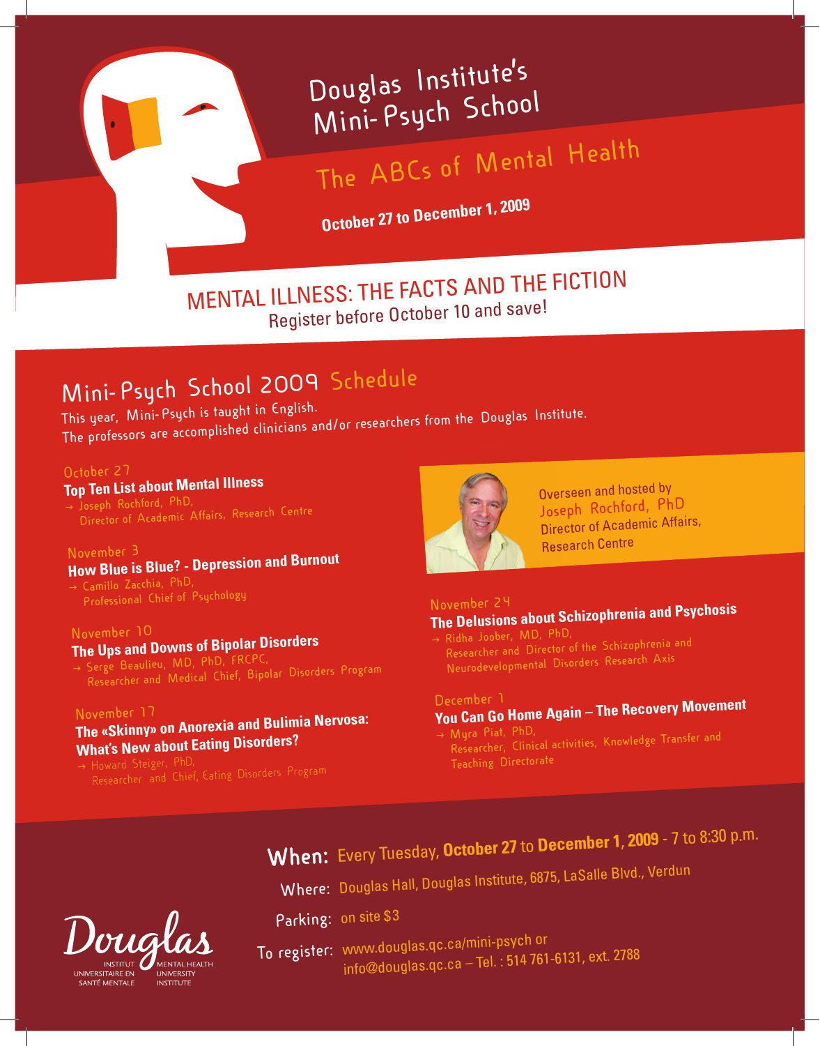# Douglas Institute's Mini-Psych School

## The ABCs of Mental Health

**October 27 to December 1, 2009**

## MENTAL ILLNESS: THE FACTS AND THE FICTION

Register before October 10 and save!

## Mini-Psych School 2009 Schedule

This year, Mini-Psych is taught in English.
The professors are accomplished clinicians and/or researchers from the Douglas Institute.

October 27
**Top Ten List about Mental Illness**
→ Joseph Rochford, PhD,
Director of Academic Affairs, Research Centre

November 3
**How Blue is Blue? - Depression and Burnout**
→ Camillo Zacchia, PhD,
Professional Chief of Psychology

November 10
**The Ups and Downs of Bipolar Disorders**
→ Serge Beaulieu, MD, PhD, FRCPC,
Researcher and Medical Chief, Bipolar Disorders Program

November 17
**The «Skinny» on Anorexia and Bulimia Nervosa: What's New about Eating Disorders?**
→ Howard Steiger, PhD,
Researcher and Chief, Eating Disorders Program

Overseen and hosted by
Joseph Rochford, PhD
Director of Academic Affairs, Research Centre

November 24
**The Delusions about Schizophrenia and Psychosis**
→ Ridha Joober, MD, PhD,
Researcher and Director of the Schizophrenia and Neurodevelopmental Disorders Research Axis

December 1
**You Can Go Home Again – The Recovery Movement**
→ Myra Piat, PhD,
Researcher, Clinical activities, Knowledge Transfer and Teaching Directorate

**When:** Every Tuesday, **October 27** to **December 1, 2009** - 7 to 8:30 p.m.

Where: Douglas Hall, Douglas Institute, 6875, LaSalle Blvd., Verdun

Parking: on site $3

To register: www.douglas.qc.ca/mini-psych or
info@douglas.qc.ca – Tel. : 514 761-6131, ext. 2788

Douglas
INSTITUT UNIVERSITAIRE EN SANTÉ MENTALE
MENTAL HEALTH UNIVERSITY INSTITUTE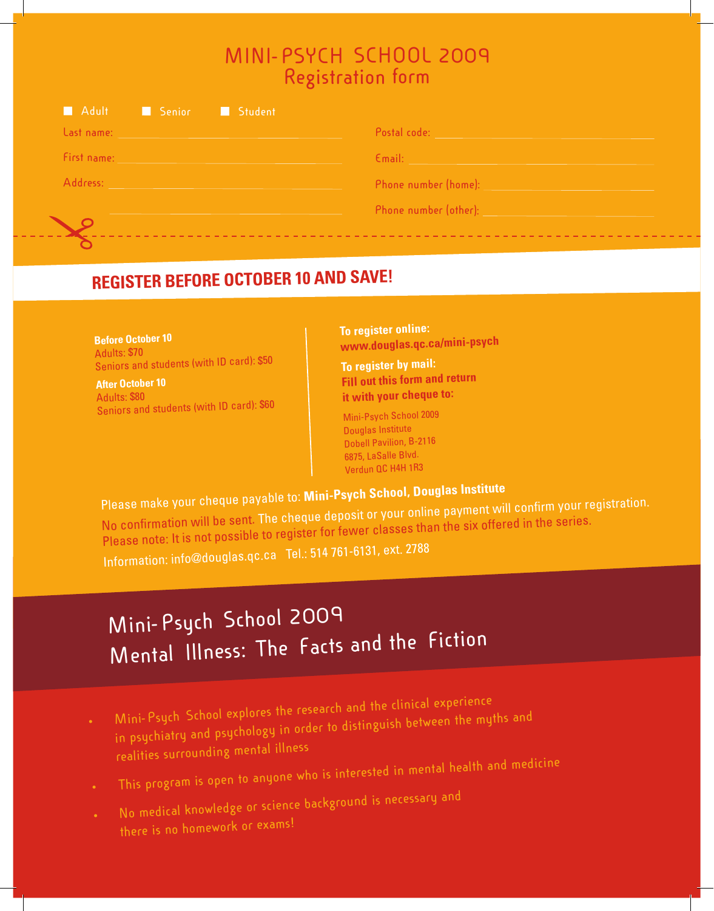# MINI-PSYCH SCHOOL 2009
## Registration form

- Adult
- Senior
- Student

Last name: ______________________

First name: ______________________

Address: ______________________

______________________

Postal code: ______________________

Email: ______________________

Phone number (home): ______________________

Phone number (other): ______________________

## REGISTER BEFORE OCTOBER 10 AND SAVE!

**Before October 10**
Adults: $70
Seniors and students (with ID card): $50

**After October 10**
Adults: $80
Seniors and students (with ID card): $60

**To register online:**
**www.douglas.qc.ca/mini-psych**

**To register by mail:**
**Fill out this form and return it with your cheque to:**

Mini-Psych School 2009
Douglas Institute
Dobell Pavilion, B-2116
6875, LaSalle Blvd.
Verdun QC H4H 1R3

Please make your cheque payable to: **Mini-Psych School, Douglas Institute**

No confirmation will be sent. The cheque deposit or your online payment will confirm your registration.

Please note: It is not possible to register for fewer classes than the six offered in the series.

Information: info@douglas.qc.ca Tel.: 514 761-6131, ext. 2788

## Mini-Psych School 2009
## Mental Illness: The Facts and the Fiction

- Mini-Psych School explores the research and the clinical experience in psychiatry and psychology in order to distinguish between the myths and realities surrounding mental illness
- This program is open to anyone who is interested in mental health and medicine
- No medical knowledge or science background is necessary and there is no homework or exams!